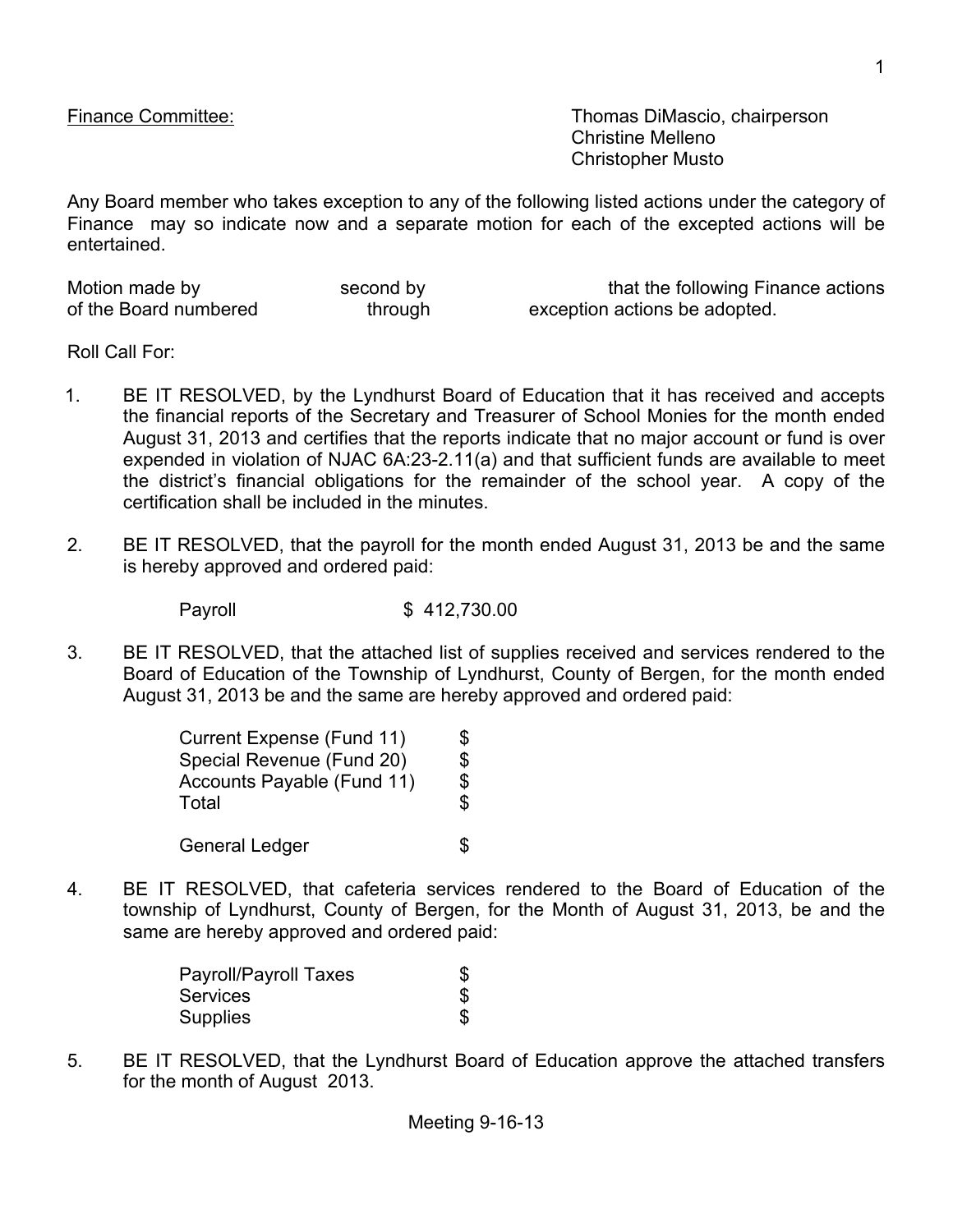Finance Committee: Thomas DiMascio, chairperson
Christine Melleno
Christopher Musto

Any Board member who takes exception to any of the following listed actions under the category of Finance may so indicate now and a separate motion for each of the excepted actions will be entertained.

Motion made by second by that the following Finance actions of the Board numbered through exception actions be adopted.

Roll Call For:

1. BE IT RESOLVED, by the Lyndhurst Board of Education that it has received and accepts the financial reports of the Secretary and Treasurer of School Monies for the month ended August 31, 2013 and certifies that the reports indicate that no major account or fund is over expended in violation of NJAC 6A:23-2.11(a) and that sufficient funds are available to meet the district's financial obligations for the remainder of the school year. A copy of the certification shall be included in the minutes.

2. BE IT RESOLVED, that the payroll for the month ended August 31, 2013 be and the same is hereby approved and ordered paid:

   Payroll $ 412,730.00

3. BE IT RESOLVED, that the attached list of supplies received and services rendered to the Board of Education of the Township of Lyndhurst, County of Bergen, for the month ended August 31, 2013 be and the same are hereby approved and ordered paid:

   | | |
   |---|---|
   | Current Expense (Fund 11) | $ |
   | Special Revenue (Fund 20) | $ |
   | Accounts Payable (Fund 11) | $ |
   | Total | $ |
   | | |
   | General Ledger | $ |

4. BE IT RESOLVED, that cafeteria services rendered to the Board of Education of the township of Lyndhurst, County of Bergen, for the Month of August 31, 2013, be and the same are hereby approved and ordered paid:

   | | |
   |---|---|
   | Payroll/Payroll Taxes | $ |
   | Services | $ |
   | Supplies | $ |

5. BE IT RESOLVED, that the Lyndhurst Board of Education approve the attached transfers for the month of August 2013.

Meeting 9-16-13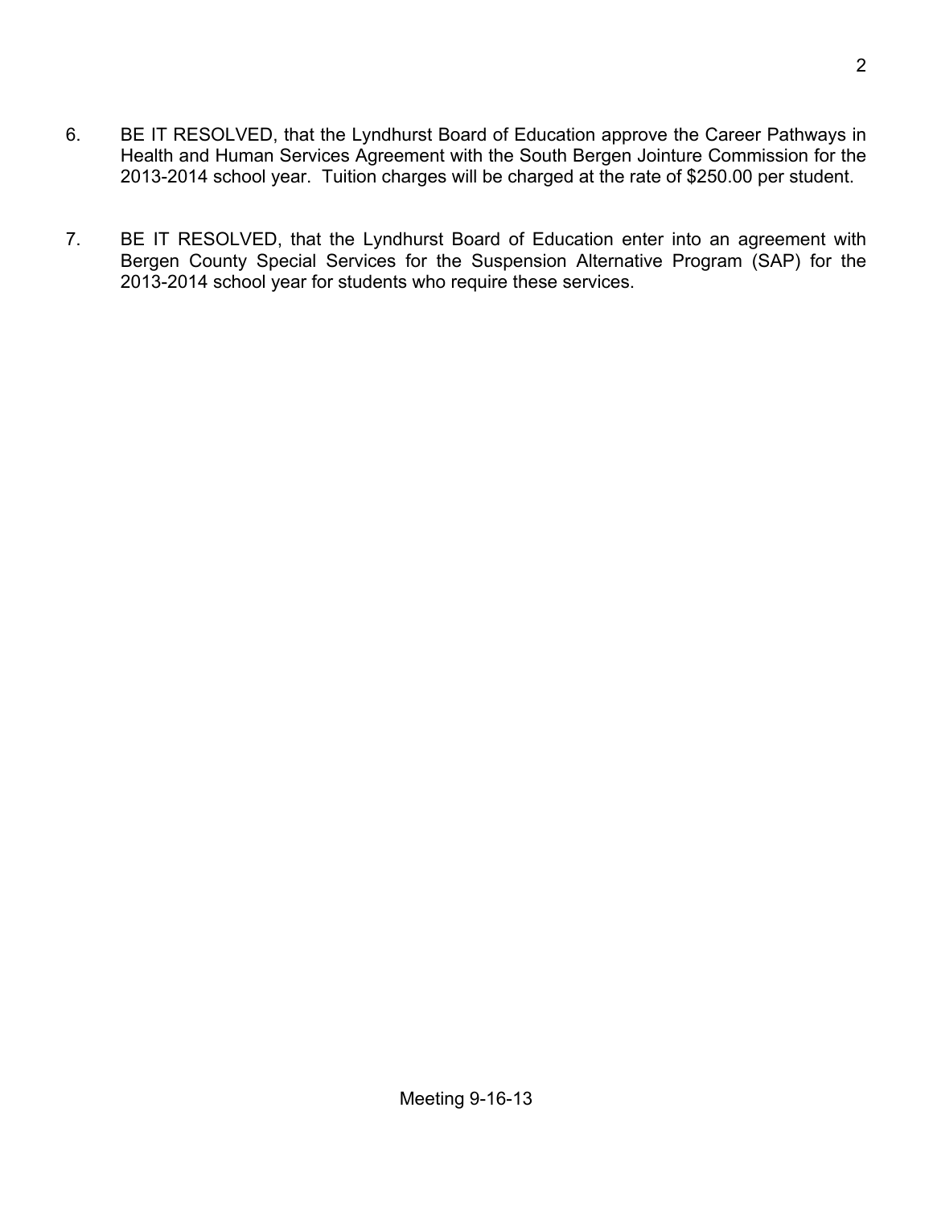6. BE IT RESOLVED, that the Lyndhurst Board of Education approve the Career Pathways in Health and Human Services Agreement with the South Bergen Jointure Commission for the 2013-2014 school year. Tuition charges will be charged at the rate of $250.00 per student.

7. BE IT RESOLVED, that the Lyndhurst Board of Education enter into an agreement with Bergen County Special Services for the Suspension Alternative Program (SAP) for the 2013-2014 school year for students who require these services.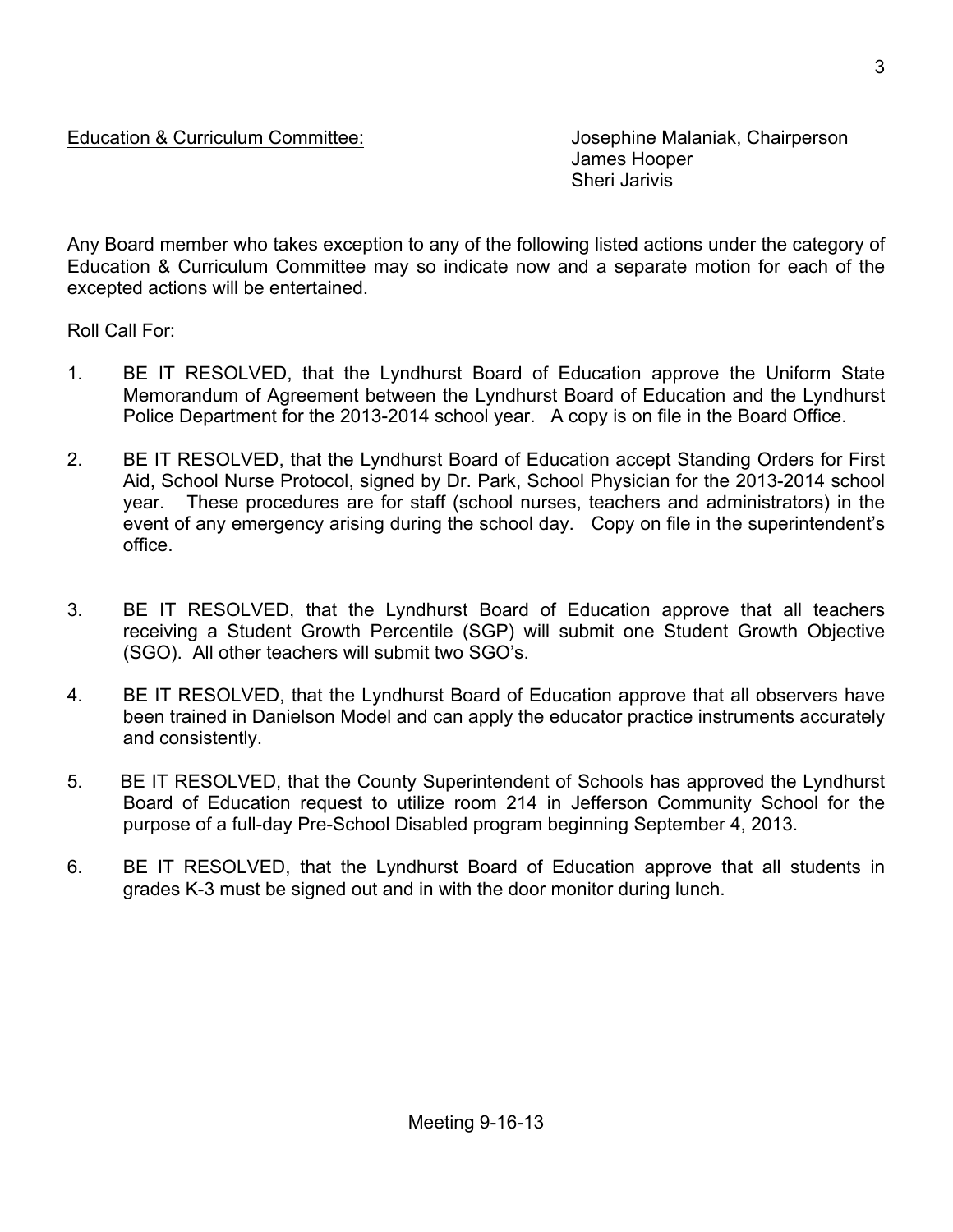Education & Curriculum Committee: Josephine Malaniak, Chairperson
James Hooper
Sheri Jarivis

Any Board member who takes exception to any of the following listed actions under the category of Education & Curriculum Committee may so indicate now and a separate motion for each of the excepted actions will be entertained.

Roll Call For:

1. BE IT RESOLVED, that the Lyndhurst Board of Education approve the Uniform State Memorandum of Agreement between the Lyndhurst Board of Education and the Lyndhurst Police Department for the 2013-2014 school year. A copy is on file in the Board Office.

2. BE IT RESOLVED, that the Lyndhurst Board of Education accept Standing Orders for First Aid, School Nurse Protocol, signed by Dr. Park, School Physician for the 2013-2014 school year. These procedures are for staff (school nurses, teachers and administrators) in the event of any emergency arising during the school day. Copy on file in the superintendent's office.

3. BE IT RESOLVED, that the Lyndhurst Board of Education approve that all teachers receiving a Student Growth Percentile (SGP) will submit one Student Growth Objective (SGO). All other teachers will submit two SGO's.

4. BE IT RESOLVED, that the Lyndhurst Board of Education approve that all observers have been trained in Danielson Model and can apply the educator practice instruments accurately and consistently.

5. BE IT RESOLVED, that the County Superintendent of Schools has approved the Lyndhurst Board of Education request to utilize room 214 in Jefferson Community School for the purpose of a full-day Pre-School Disabled program beginning September 4, 2013.

6. BE IT RESOLVED, that the Lyndhurst Board of Education approve that all students in grades K-3 must be signed out and in with the door monitor during lunch.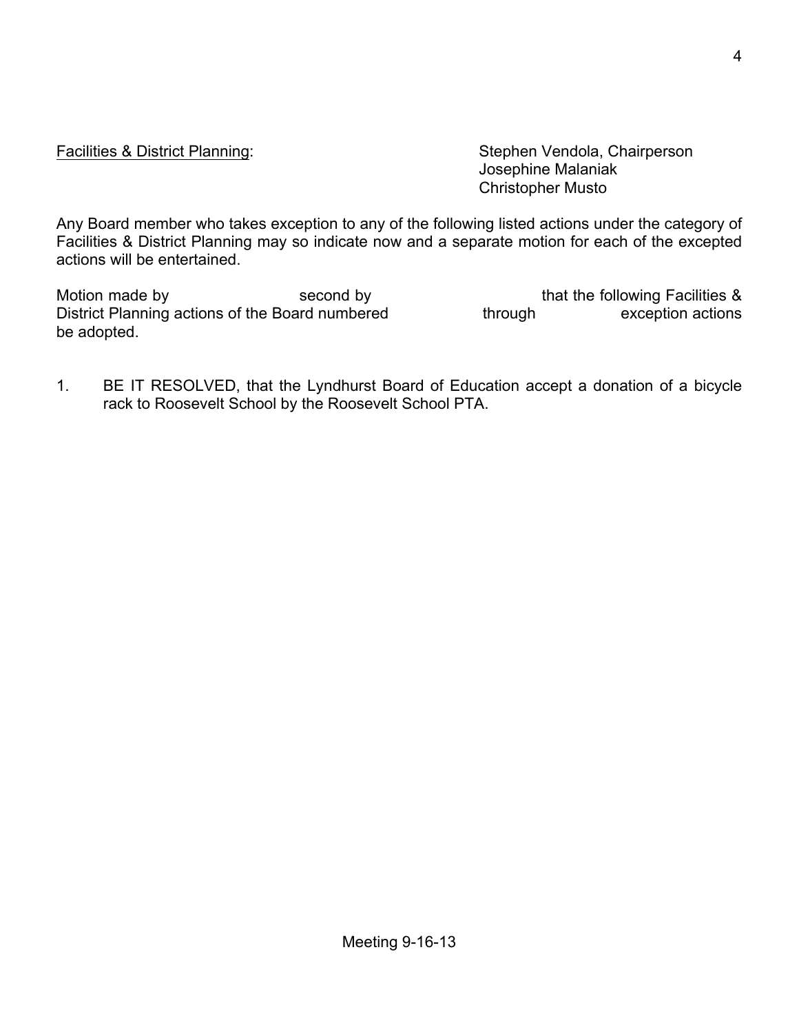<u>Facilities & District Planning</u>: Stephen Vendola, Chairperson
Josephine Malaniak
Christopher Musto

Any Board member who takes exception to any of the following listed actions under the category of Facilities & District Planning may so indicate now and a separate motion for each of the excepted actions will be entertained.

Motion made by                    second by                    that the following Facilities & District Planning actions of the Board numbered              through              exception actions be adopted.

1. BE IT RESOLVED, that the Lyndhurst Board of Education accept a donation of a bicycle rack to Roosevelt School by the Roosevelt School PTA.

Meeting 9-16-13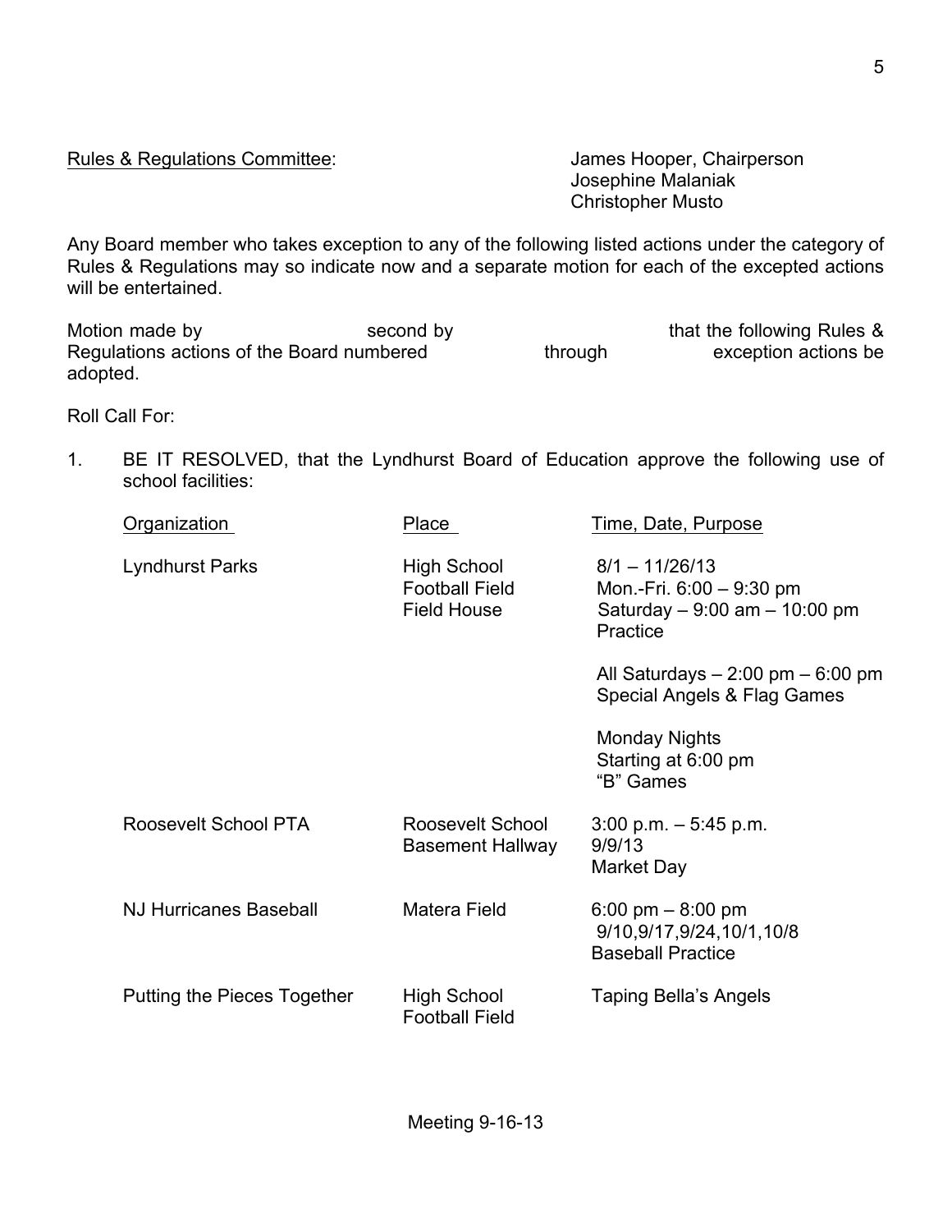Rules & Regulations Committee: James Hooper, Chairperson
Josephine Malaniak
Christopher Musto

Any Board member who takes exception to any of the following listed actions under the category of Rules & Regulations may so indicate now and a separate motion for each of the excepted actions will be entertained.

Motion made by second by that the following Rules & Regulations actions of the Board numbered through exception actions be adopted.

Roll Call For:

1. BE IT RESOLVED, that the Lyndhurst Board of Education approve the following use of school facilities:

| Organization | Place | Time, Date, Purpose |
|---|---|---|
| Lyndhurst Parks | High School<br>Football Field<br>Field House | 8/1 – 11/26/13<br>Mon.-Fri. 6:00 – 9:30 pm<br>Saturday – 9:00 am – 10:00 pm<br>Practice<br><br>All Saturdays – 2:00 pm – 6:00 pm<br>Special Angels & Flag Games<br><br>Monday Nights<br>Starting at 6:00 pm<br>"B" Games |
| Roosevelt School PTA | Roosevelt School<br>Basement Hallway | 3:00 p.m. – 5:45 p.m.<br>9/9/13<br>Market Day |
| NJ Hurricanes Baseball | Matera Field | 6:00 pm – 8:00 pm<br>9/10,9/17,9/24,10/1,10/8<br>Baseball Practice |
| Putting the Pieces Together | High School<br>Football Field | Taping Bella's Angels |

Meeting 9-16-13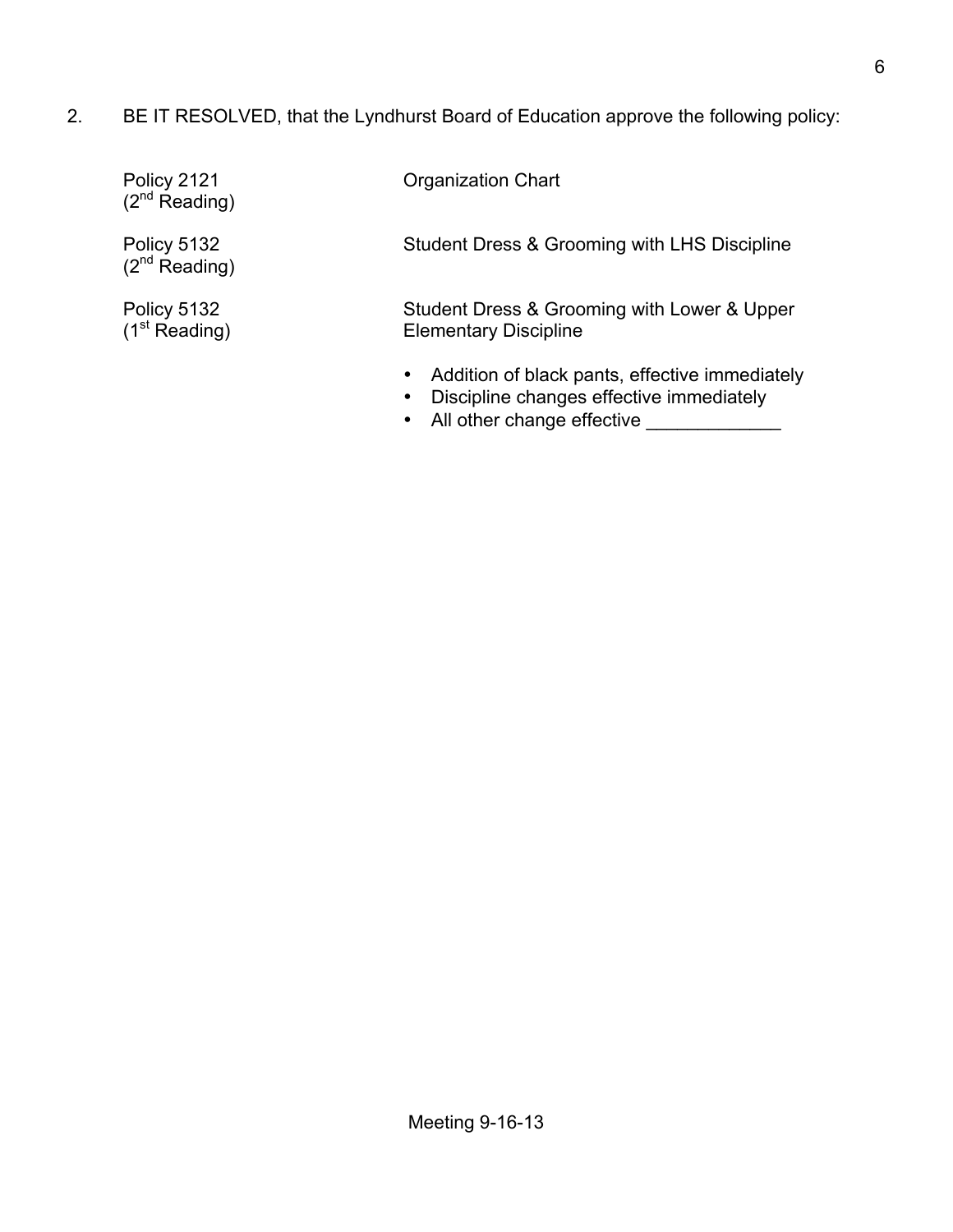2. BE IT RESOLVED, that the Lyndhurst Board of Education approve the following policy:

| | |
|---|---|
| Policy 2121 (2nd Reading) | Organization Chart |
| Policy 5132 (2nd Reading) | Student Dress & Grooming with LHS Discipline |
| Policy 5132 (1st Reading) | Student Dress & Grooming with Lower & Upper Elementary Discipline |

- Addition of black pants, effective immediately
- Discipline changes effective immediately
- All other change effective _____________

Meeting 9-16-13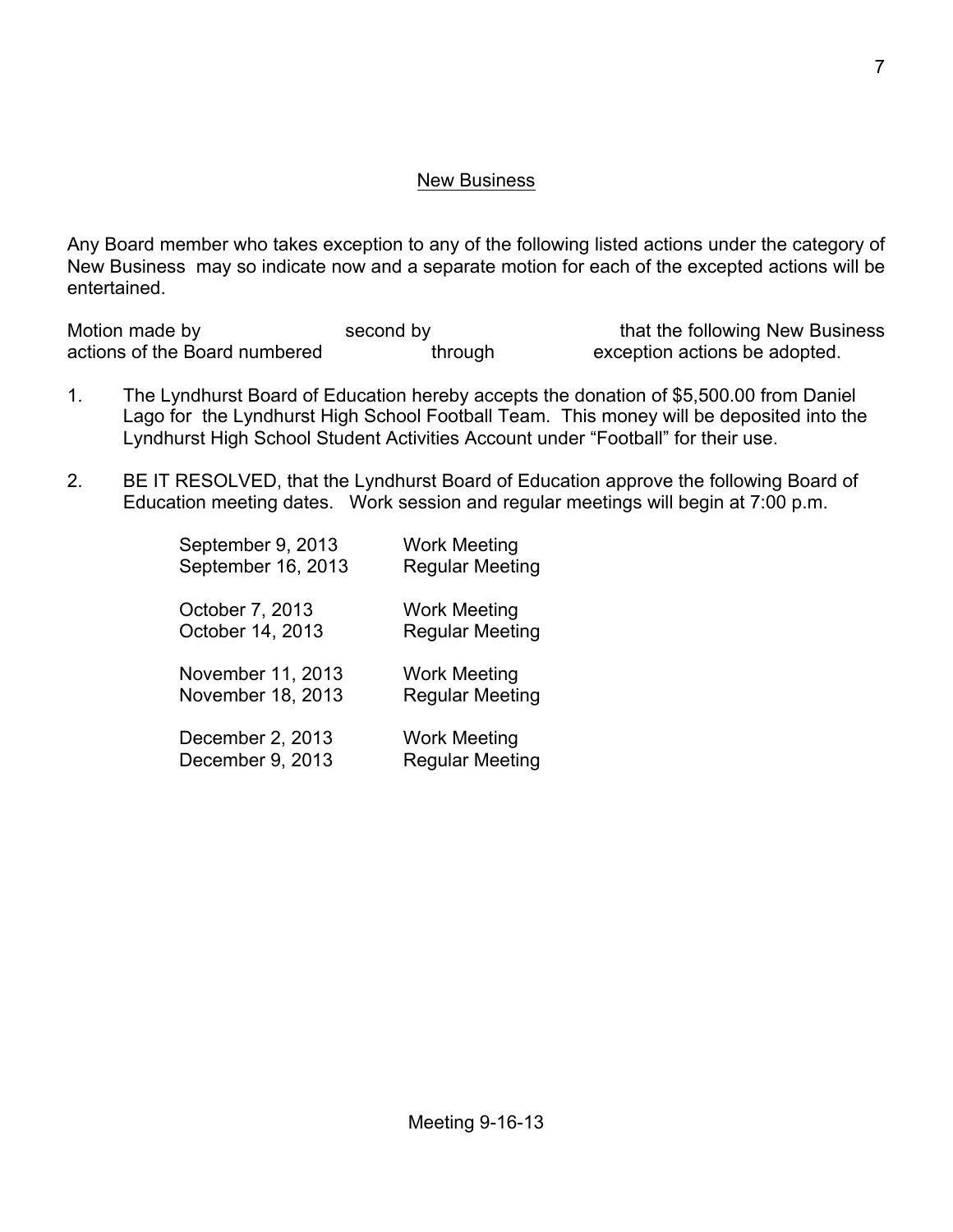## New Business

Any Board member who takes exception to any of the following listed actions under the category of New Business may so indicate now and a separate motion for each of the excepted actions will be entertained.

Motion made by second by that the following New Business actions of the Board numbered through exception actions be adopted.

1. The Lyndhurst Board of Education hereby accepts the donation of $5,500.00 from Daniel Lago for the Lyndhurst High School Football Team. This money will be deposited into the Lyndhurst High School Student Activities Account under "Football" for their use.

2. BE IT RESOLVED, that the Lyndhurst Board of Education approve the following Board of Education meeting dates. Work session and regular meetings will begin at 7:00 p.m.

| | |
|---|---|
| September 9, 2013 | Work Meeting |
| September 16, 2013 | Regular Meeting |
| October 7, 2013 | Work Meeting |
| October 14, 2013 | Regular Meeting |
| November 11, 2013 | Work Meeting |
| November 18, 2013 | Regular Meeting |
| December 2, 2013 | Work Meeting |
| December 9, 2013 | Regular Meeting |